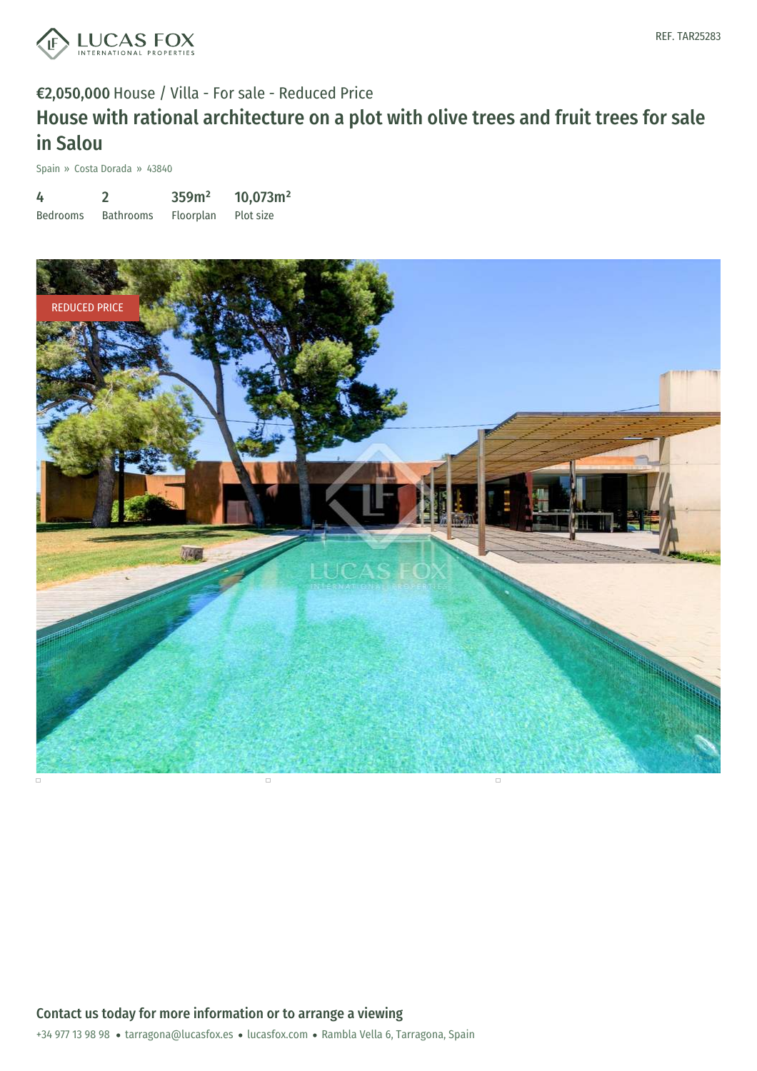LUCAS FOX INTERNATIONAL PROPERTIES

REF. TAR25283

**€2,050,000** House / Villa - For sale - Reduced Price

# House with rational architecture on a plot with olive trees and fruit trees for sale in Salou

Spain » Costa Dorada » 43840

| 4 | 2 | 359m² | 10,073m² |
|---|---|---|---|
| Bedrooms | Bathrooms | Floorplan | Plot size |

REDUCED PRICE

## Contact us today for more information or to arrange a viewing

+34 977 13 98 98 • tarragona@lucasfox.es • lucasfox.com • Rambla Vella 6, Tarragona, Spain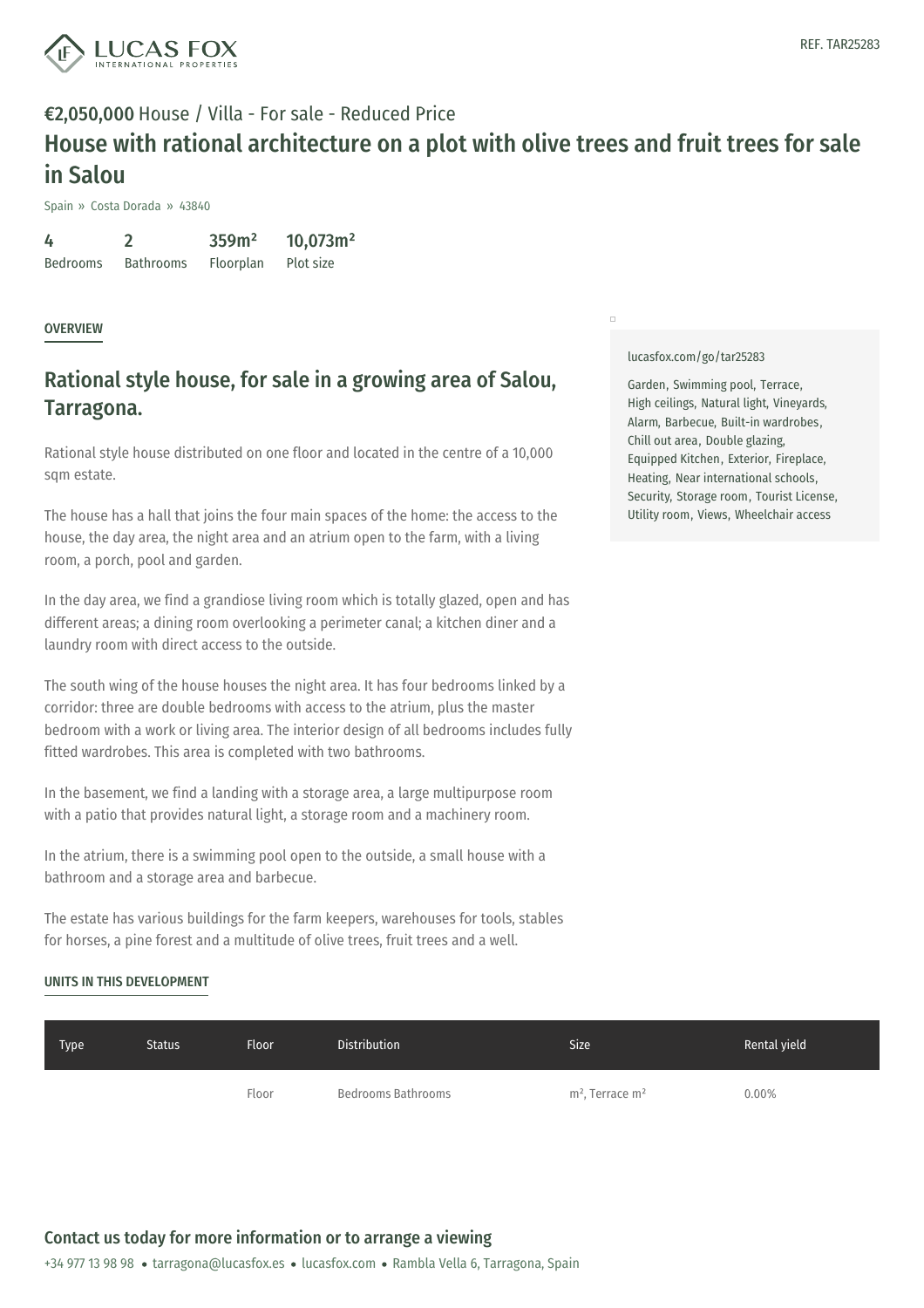REF. TAR25283

**€2,050,000** House / Villa - For sale - Reduced Price

# House with rational architecture on a plot with olive trees and fruit trees for sale in Salou

Spain » Costa Dorada » 43840

| 4 | 2 | 359m² | 10,073m² |
|---|---|---|---|
| Bedrooms | Bathrooms | Floorplan | Plot size |

## OVERVIEW

## Rational style house, for sale in a growing area of Salou, Tarragona.

Rational style house distributed on one floor and located in the centre of a 10,000 sqm estate.

The house has a hall that joins the four main spaces of the home: the access to the house, the day area, the night area and an atrium open to the farm, with a living room, a porch, pool and garden.

In the day area, we find a grandiose living room which is totally glazed, open and has different areas; a dining room overlooking a perimeter canal; a kitchen diner and a laundry room with direct access to the outside.

The south wing of the house houses the night area. It has four bedrooms linked by a corridor: three are double bedrooms with access to the atrium, plus the master bedroom with a work or living area. The interior design of all bedrooms includes fully fitted wardrobes. This area is completed with two bathrooms.

In the basement, we find a landing with a storage area, a large multipurpose room with a patio that provides natural light, a storage room and a machinery room.

In the atrium, there is a swimming pool open to the outside, a small house with a bathroom and a storage area and barbecue.

The estate has various buildings for the farm keepers, warehouses for tools, stables for horses, a pine forest and a multitude of olive trees, fruit trees and a well.

lucasfox.com/go/tar25283

Garden, Swimming pool, Terrace, High ceilings, Natural light, Vineyards, Alarm, Barbecue, Built-in wardrobes, Chill out area, Double glazing, Equipped Kitchen, Exterior, Fireplace, Heating, Near international schools, Security, Storage room, Tourist License, Utility room, Views, Wheelchair access

## UNITS IN THIS DEVELOPMENT

| Type | Status | Floor | Distribution | Size | Rental yield |
|---|---|---|---|---|---|
| | | Floor | Bedrooms Bathrooms | m², Terrace m² | 0.00% |

## Contact us today for more information or to arrange a viewing

+34 977 13 98 98 • tarragona@lucasfox.es • lucasfox.com • Rambla Vella 6, Tarragona, Spain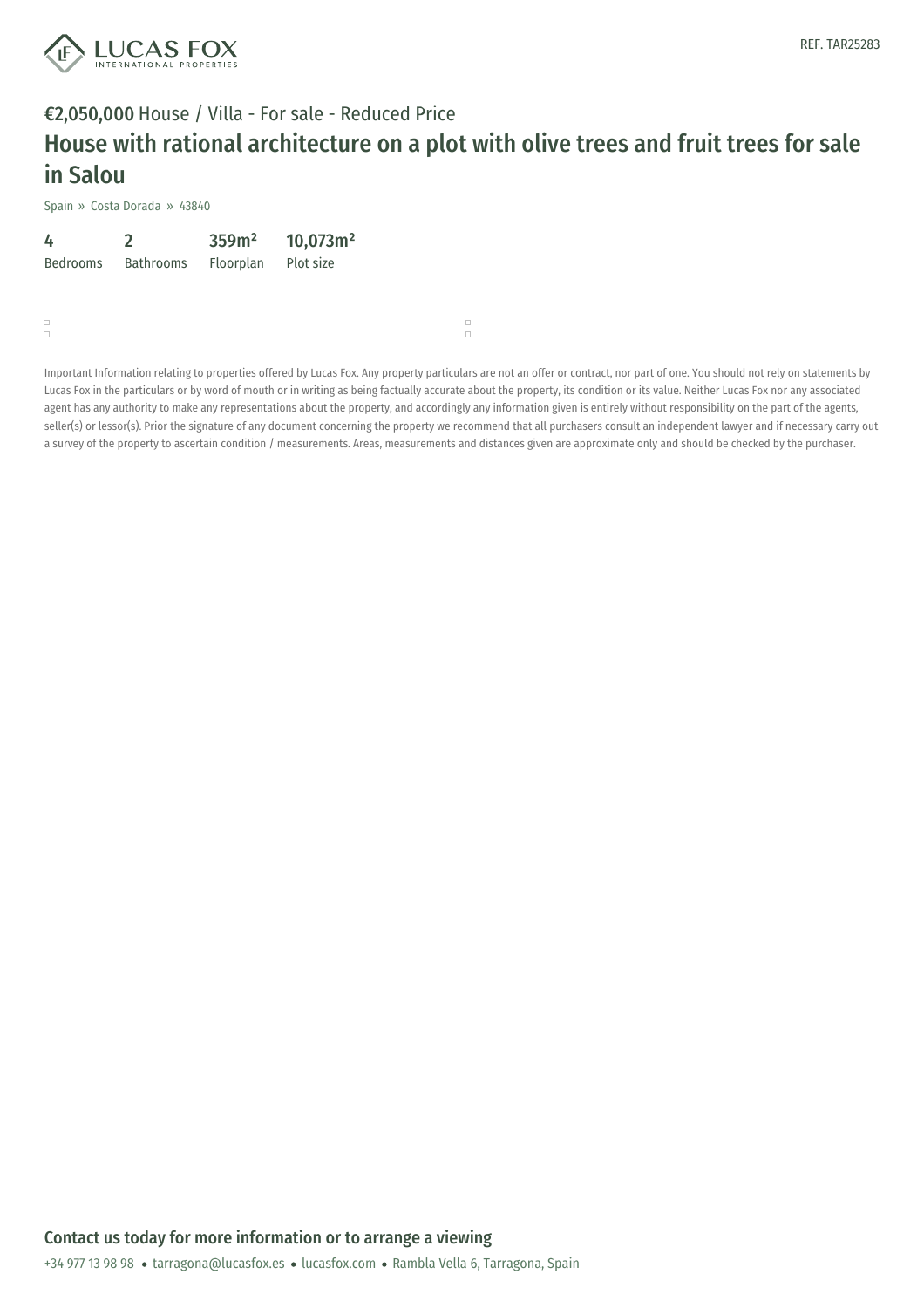**€2,050,000** House / Villa - For sale - Reduced Price

# House with rational architecture on a plot with olive trees and fruit trees for sale in Salou

Spain » Costa Dorada » 43840

| 4 | 2 | 359m² | 10,073m² |
|---|---|---|---|
| Bedrooms | Bathrooms | Floorplan | Plot size |

Important Information relating to properties offered by Lucas Fox. Any property particulars are not an offer or contract, nor part of one. You should not rely on statements by Lucas Fox in the particulars or by word of mouth or in writing as being factually accurate about the property, its condition or its value. Neither Lucas Fox nor any associated agent has any authority to make any representations about the property, and accordingly any information given is entirely without responsibility on the part of the agents, seller(s) or lessor(s). Prior the signature of any document concerning the property we recommend that all purchasers consult an independent lawyer and if necessary carry out a survey of the property to ascertain condition / measurements. Areas, measurements and distances given are approximate only and should be checked by the purchaser.

## Contact us today for more information or to arrange a viewing

+34 977 13 98 98 • tarragona@lucasfox.es • lucasfox.com • Rambla Vella 6, Tarragona, Spain